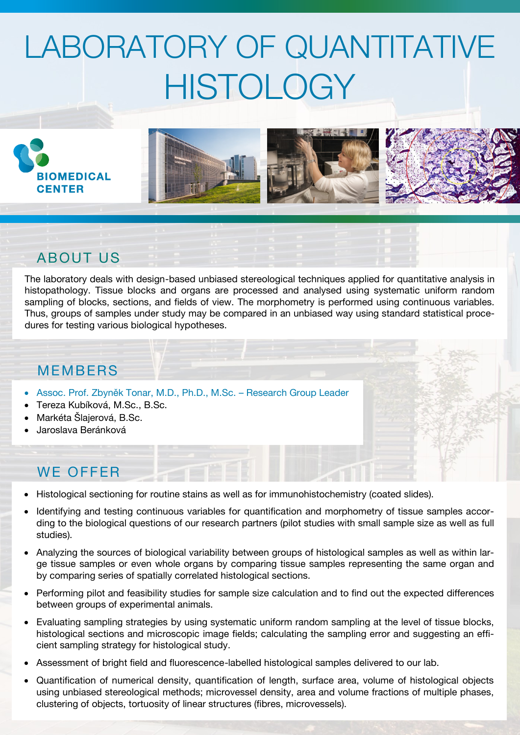# LABORATORY OF QUANTITATIVE HISTOLOGY

**BIOMEDICAL CENTER**

## ABOUT US

The laboratory deals with design-based unbiased stereological techniques applied for quantitative analysis in histopathology. Tissue blocks and organs are processed and analysed using systematic uniform random sampling of blocks, sections, and fields of view. The morphometry is performed using continuous variables. Thus, groups of samples under study may be compared in an unbiased way using standard statistical procedures for testing various biological hypotheses.

## MEMBERS

- Assoc. Prof. Zbyněk Tonar, M.D., Ph.D., M.Sc. – Research Group Leader
- Tereza Kubíková, M.Sc., B.Sc.
- Markéta Šlajerová, B.Sc.
- Jaroslava Beránková

## WE OFFER

- Histological sectioning for routine stains as well as for immunohistochemistry (coated slides).
- Identifying and testing continuous variables for quantification and morphometry of tissue samples according to the biological questions of our research partners (pilot studies with small sample size as well as full studies).
- Analyzing the sources of biological variability between groups of histological samples as well as within large tissue samples or even whole organs by comparing tissue samples representing the same organ and by comparing series of spatially correlated histological sections.
- Performing pilot and feasibility studies for sample size calculation and to find out the expected differences between groups of experimental animals.
- Evaluating sampling strategies by using systematic uniform random sampling at the level of tissue blocks, histological sections and microscopic image fields; calculating the sampling error and suggesting an efficient sampling strategy for histological study.
- Assessment of bright field and fluorescence-labelled histological samples delivered to our lab.
- Quantification of numerical density, quantification of length, surface area, volume of histological objects using unbiased stereological methods; microvessel density, area and volume fractions of multiple phases, clustering of objects, tortuosity of linear structures (fibres, microvessels).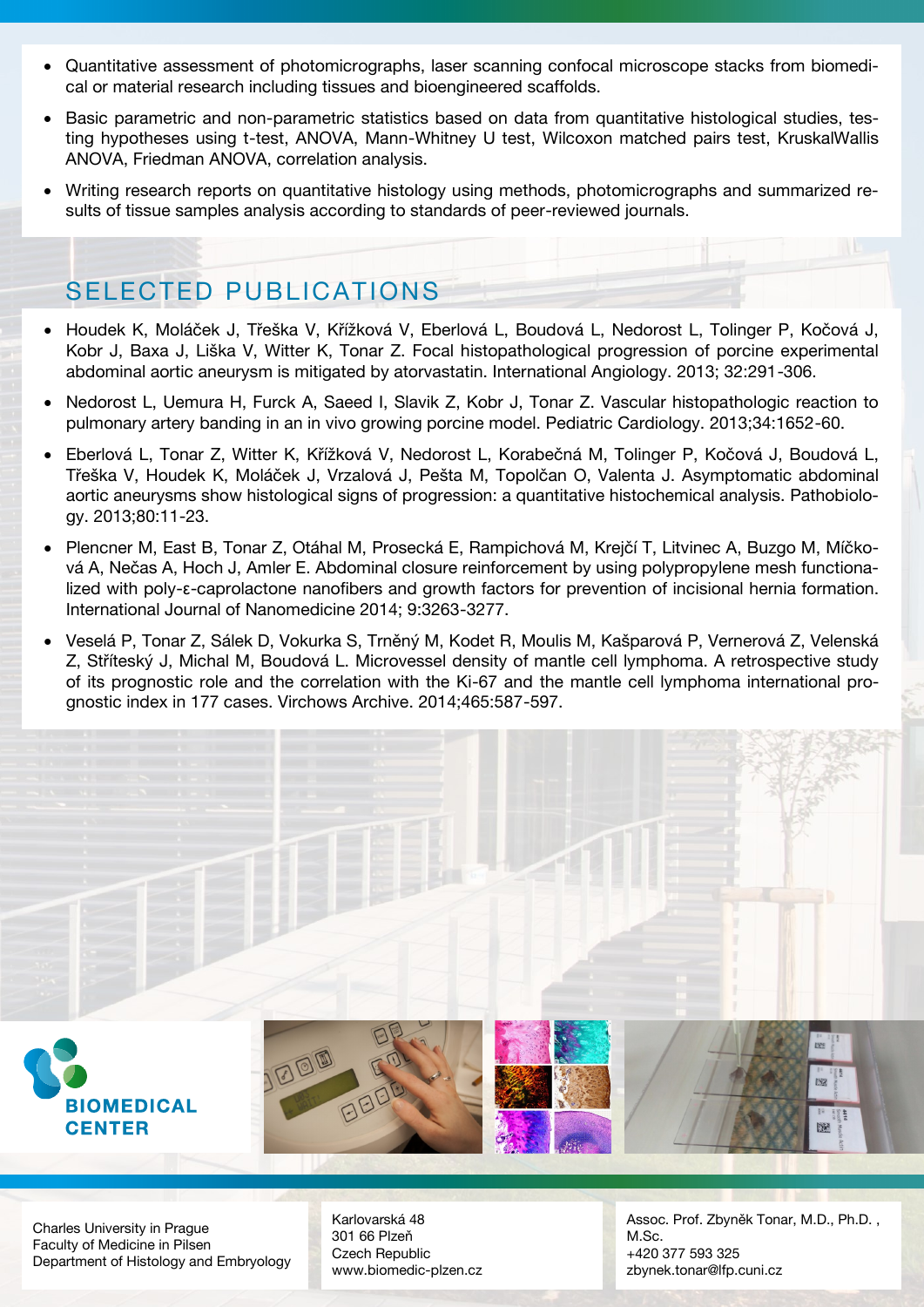- Quantitative assessment of photomicrographs, laser scanning confocal microscope stacks from biomedical or material research including tissues and bioengineered scaffolds.
- Basic parametric and non-parametric statistics based on data from quantitative histological studies, testing hypotheses using t-test, ANOVA, Mann-Whitney U test, Wilcoxon matched pairs test, KruskalWallis ANOVA, Friedman ANOVA, correlation analysis.
- Writing research reports on quantitative histology using methods, photomicrographs and summarized results of tissue samples analysis according to standards of peer-reviewed journals.

## SELECTED PUBLICATIONS

- Houdek K, Moláček J, Třeška V, Křížková V, Eberlová L, Boudová L, Nedorost L, Tolinger P, Kočová J, Kobr J, Baxa J, Liška V, Witter K, Tonar Z. Focal histopathological progression of porcine experimental abdominal aortic aneurysm is mitigated by atorvastatin. International Angiology. 2013; 32:291-306.
- Nedorost L, Uemura H, Furck A, Saeed I, Slavik Z, Kobr J, Tonar Z. Vascular histopathologic reaction to pulmonary artery banding in an in vivo growing porcine model. Pediatric Cardiology. 2013;34:1652-60.
- Eberlová L, Tonar Z, Witter K, Křížková V, Nedorost L, Korabečná M, Tolinger P, Kočová J, Boudová L, Třeška V, Houdek K, Moláček J, Vrzalová J, Pešta M, Topolčan O, Valenta J. Asymptomatic abdominal aortic aneurysms show histological signs of progression: a quantitative histochemical analysis. Pathobiology. 2013;80:11-23.
- Plencner M, East B, Tonar Z, Otáhal M, Prosecká E, Rampichová M, Krejčí T, Litvinec A, Buzgo M, Míčková A, Nečas A, Hoch J, Amler E. Abdominal closure reinforcement by using polypropylene mesh functionalized with poly-ε-caprolactone nanofibers and growth factors for prevention of incisional hernia formation. International Journal of Nanomedicine 2014; 9:3263-3277.
- Veselá P, Tonar Z, Sálek D, Vokurka S, Trněný M, Kodet R, Moulis M, Kašparová P, Vernerová Z, Velenská Z, Stříteský J, Michal M, Boudová L. Microvessel density of mantle cell lymphoma. A retrospective study of its prognostic role and the correlation with the Ki-67 and the mantle cell lymphoma international prognostic index in 177 cases. Virchows Archive. 2014;465:587-597.

**BIOMEDICAL CENTER**

Charles University in Prague
Faculty of Medicine in Pilsen
Department of Histology and Embryology

Karlovarská 48
301 66 Plzeň
Czech Republic
www.biomedic-plzen.cz

Assoc. Prof. Zbyněk Tonar, M.D., Ph.D. , M.Sc.
+420 377 593 325
zbynek.tonar@lfp.cuni.cz